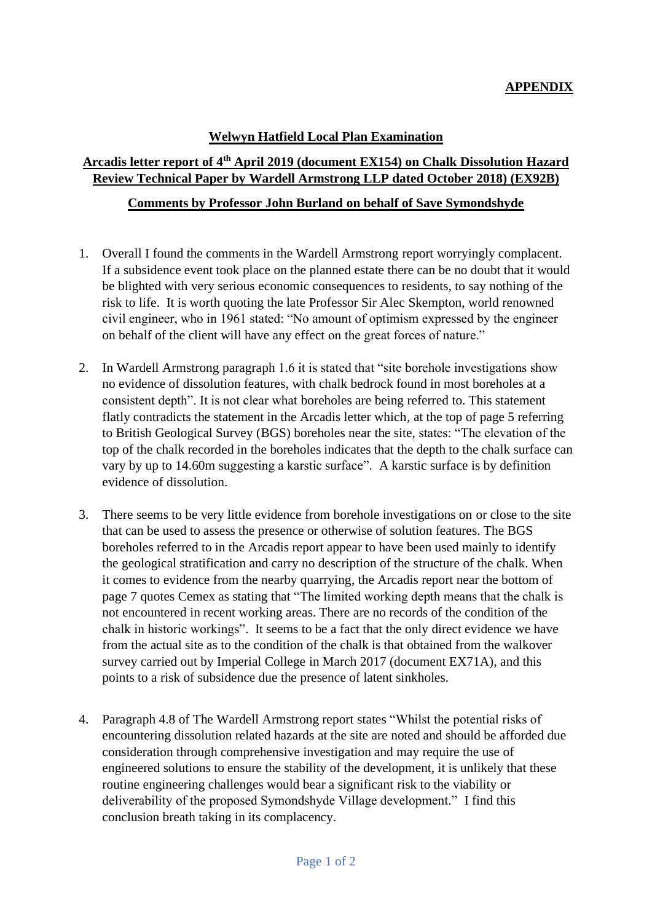**APPENDIX**

## Welwyn Hatfield Local Plan Examination

## Arcadis letter report of 4th April 2019 (document EX154) on Chalk Dissolution Hazard Review Technical Paper by Wardell Armstrong LLP dated October 2018) (EX92B)

## Comments by Professor John Burland on behalf of Save Symondshyde

1. Overall I found the comments in the Wardell Armstrong report worryingly complacent. If a subsidence event took place on the planned estate there can be no doubt that it would be blighted with very serious economic consequences to residents, to say nothing of the risk to life. It is worth quoting the late Professor Sir Alec Skempton, world renowned civil engineer, who in 1961 stated: "No amount of optimism expressed by the engineer on behalf of the client will have any effect on the great forces of nature."

2. In Wardell Armstrong paragraph 1.6 it is stated that "site borehole investigations show no evidence of dissolution features, with chalk bedrock found in most boreholes at a consistent depth". It is not clear what boreholes are being referred to. This statement flatly contradicts the statement in the Arcadis letter which, at the top of page 5 referring to British Geological Survey (BGS) boreholes near the site, states: "The elevation of the top of the chalk recorded in the boreholes indicates that the depth to the chalk surface can vary by up to 14.60m suggesting a karstic surface". A karstic surface is by definition evidence of dissolution.

3. There seems to be very little evidence from borehole investigations on or close to the site that can be used to assess the presence or otherwise of solution features. The BGS boreholes referred to in the Arcadis report appear to have been used mainly to identify the geological stratification and carry no description of the structure of the chalk. When it comes to evidence from the nearby quarrying, the Arcadis report near the bottom of page 7 quotes Cemex as stating that "The limited working depth means that the chalk is not encountered in recent working areas. There are no records of the condition of the chalk in historic workings". It seems to be a fact that the only direct evidence we have from the actual site as to the condition of the chalk is that obtained from the walkover survey carried out by Imperial College in March 2017 (document EX71A), and this points to a risk of subsidence due the presence of latent sinkholes.

4. Paragraph 4.8 of The Wardell Armstrong report states "Whilst the potential risks of encountering dissolution related hazards at the site are noted and should be afforded due consideration through comprehensive investigation and may require the use of engineered solutions to ensure the stability of the development, it is unlikely that these routine engineering challenges would bear a significant risk to the viability or deliverability of the proposed Symondshyde Village development." I find this conclusion breath taking in its complacency.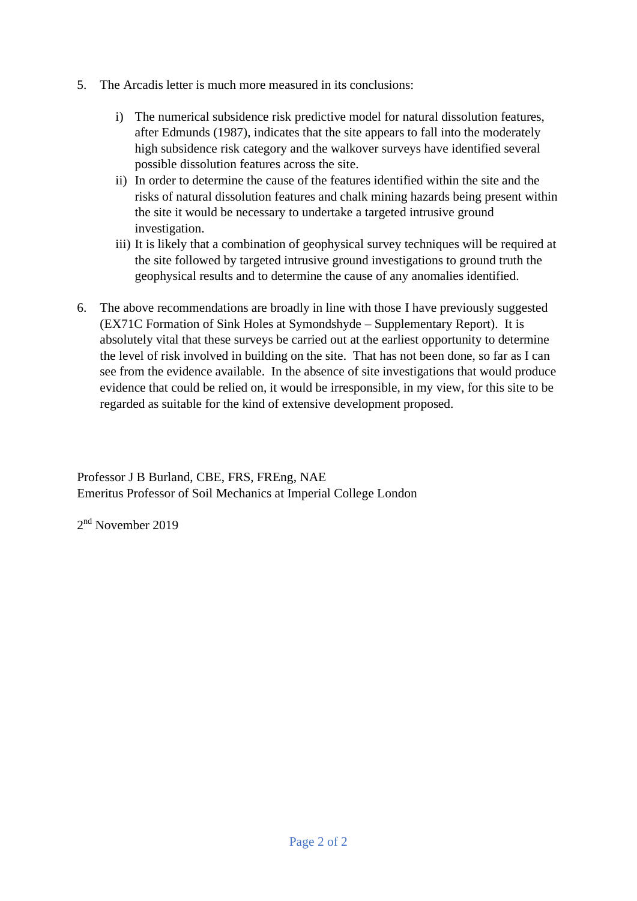5. The Arcadis letter is much more measured in its conclusions:

   i) The numerical subsidence risk predictive model for natural dissolution features, after Edmunds (1987), indicates that the site appears to fall into the moderately high subsidence risk category and the walkover surveys have identified several possible dissolution features across the site.
   
   ii) In order to determine the cause of the features identified within the site and the risks of natural dissolution features and chalk mining hazards being present within the site it would be necessary to undertake a targeted intrusive ground investigation.
   
   iii) It is likely that a combination of geophysical survey techniques will be required at the site followed by targeted intrusive ground investigations to ground truth the geophysical results and to determine the cause of any anomalies identified.

6. The above recommendations are broadly in line with those I have previously suggested (EX71C Formation of Sink Holes at Symondshyde – Supplementary Report). It is absolutely vital that these surveys be carried out at the earliest opportunity to determine the level of risk involved in building on the site. That has not been done, so far as I can see from the evidence available. In the absence of site investigations that would produce evidence that could be relied on, it would be irresponsible, in my view, for this site to be regarded as suitable for the kind of extensive development proposed.

Professor J B Burland, CBE, FRS, FREng, NAE
Emeritus Professor of Soil Mechanics at Imperial College London

2nd November 2019